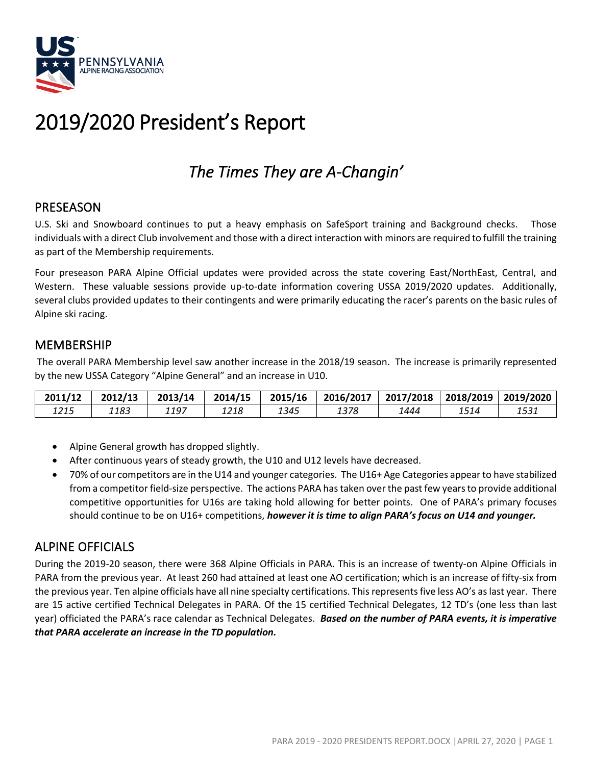# 2019/2020 President's Report

## *The Times They are A-Changin'*

## PRESEASON

U.S. Ski and Snowboard continues to put a heavy emphasis on SafeSport training and Background checks. Those individuals with a direct Club involvement and those with a direct interaction with minors are required to fulfill the training as part of the Membership requirements.

Four preseason PARA Alpine Official updates were provided across the state covering East/NorthEast, Central, and Western. These valuable sessions provide up-to-date information covering USSA 2019/2020 updates. Additionally, several clubs provided updates to their contingents and were primarily educating the racer's parents on the basic rules of Alpine ski racing.

## MEMBERSHIP

The overall PARA Membership level saw another increase in the 2018/19 season. The increase is primarily represented by the new USSA Category "Alpine General" and an increase in U10.

| 2011/12 | 2012/13 | 2013/14 | 2014/15 | 2015/16 | 2016/2017 | 2017/2018 | 2018/2019 | 2019/2020 |
|---|---|---|---|---|---|---|---|---|
| *1215* | *1183* | *1197* | *1218* | *1345* | *1378* | *1444* | *1514* | *1531* |

- Alpine General growth has dropped slightly.
- After continuous years of steady growth, the U10 and U12 levels have decreased.
- 70% of our competitors are in the U14 and younger categories. The U16+ Age Categories appear to have stabilized from a competitor field-size perspective. The actions PARA has taken over the past few years to provide additional competitive opportunities for U16s are taking hold allowing for better points. One of PARA's primary focuses should continue to be on U16+ competitions, ***however it is time to align PARA's focus on U14 and younger.***

## ALPINE OFFICIALS

During the 2019-20 season, there were 368 Alpine Officials in PARA. This is an increase of twenty-on Alpine Officials in PARA from the previous year. At least 260 had attained at least one AO certification; which is an increase of fifty-six from the previous year. Ten alpine officials have all nine specialty certifications. This represents five less AO's as last year. There are 15 active certified Technical Delegates in PARA. Of the 15 certified Technical Delegates, 12 TD's (one less than last year) officiated the PARA's race calendar as Technical Delegates. ***Based on the number of PARA events, it is imperative that PARA accelerate an increase in the TD population.***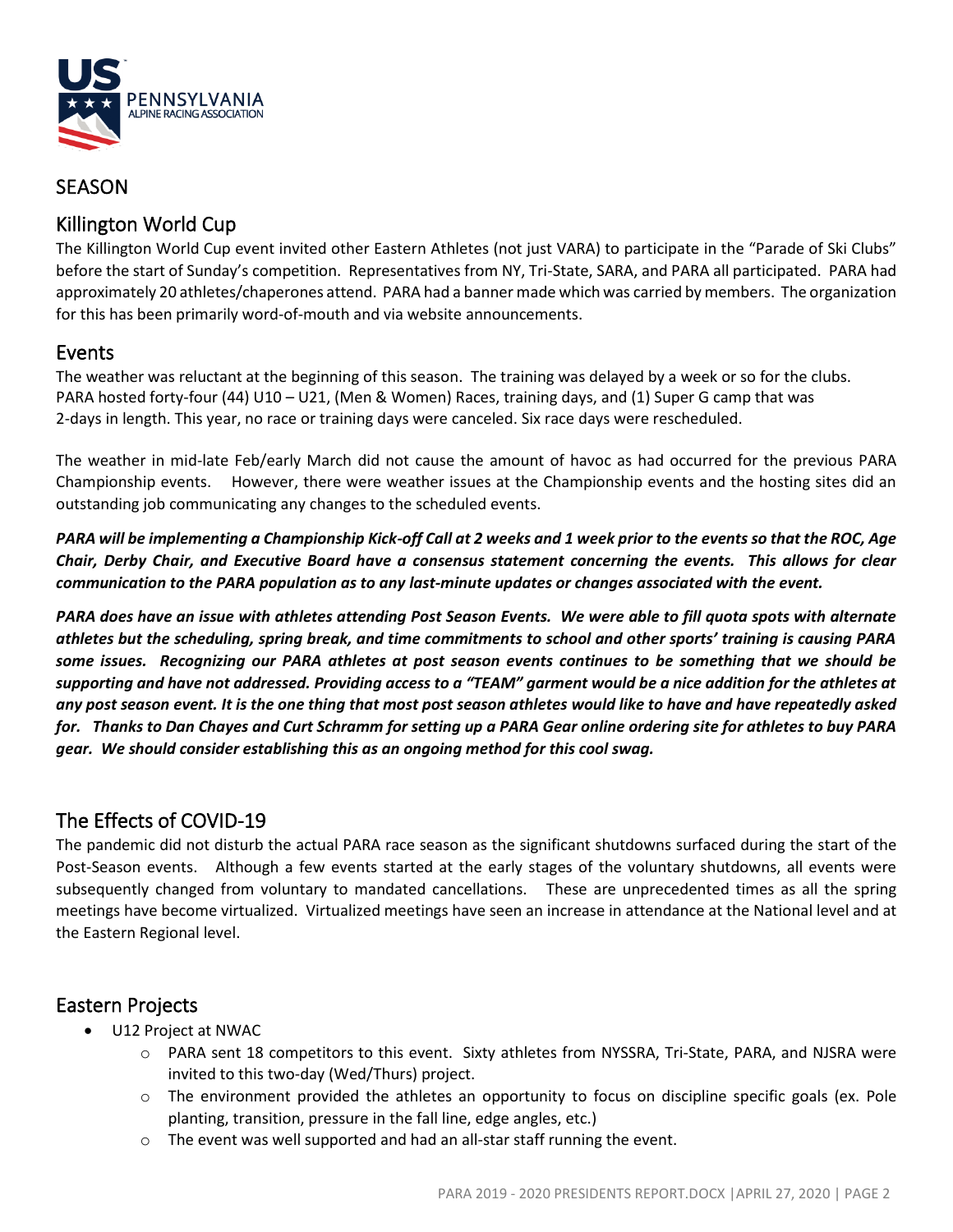## SEASON

## Killington World Cup

The Killington World Cup event invited other Eastern Athletes (not just VARA) to participate in the "Parade of Ski Clubs" before the start of Sunday's competition. Representatives from NY, Tri-State, SARA, and PARA all participated. PARA had approximately 20 athletes/chaperones attend. PARA had a banner made which was carried by members. The organization for this has been primarily word-of-mouth and via website announcements.

## Events

The weather was reluctant at the beginning of this season. The training was delayed by a week or so for the clubs. PARA hosted forty-four (44) U10 – U21, (Men & Women) Races, training days, and (1) Super G camp that was 2-days in length. This year, no race or training days were canceled. Six race days were rescheduled.

The weather in mid-late Feb/early March did not cause the amount of havoc as had occurred for the previous PARA Championship events. However, there were weather issues at the Championship events and the hosting sites did an outstanding job communicating any changes to the scheduled events.

***PARA will be implementing a Championship Kick-off Call at 2 weeks and 1 week prior to the events so that the ROC, Age Chair, Derby Chair, and Executive Board have a consensus statement concerning the events. This allows for clear communication to the PARA population as to any last-minute updates or changes associated with the event.***

***PARA does have an issue with athletes attending Post Season Events. We were able to fill quota spots with alternate athletes but the scheduling, spring break, and time commitments to school and other sports' training is causing PARA some issues. Recognizing our PARA athletes at post season events continues to be something that we should be supporting and have not addressed. Providing access to a "TEAM" garment would be a nice addition for the athletes at any post season event. It is the one thing that most post season athletes would like to have and have repeatedly asked for. Thanks to Dan Chayes and Curt Schramm for setting up a PARA Gear online ordering site for athletes to buy PARA gear. We should consider establishing this as an ongoing method for this cool swag.***

## The Effects of COVID-19

The pandemic did not disturb the actual PARA race season as the significant shutdowns surfaced during the start of the Post-Season events. Although a few events started at the early stages of the voluntary shutdowns, all events were subsequently changed from voluntary to mandated cancellations. These are unprecedented times as all the spring meetings have become virtualized. Virtualized meetings have seen an increase in attendance at the National level and at the Eastern Regional level.

## Eastern Projects

- U12 Project at NWAC
  - PARA sent 18 competitors to this event. Sixty athletes from NYSSRA, Tri-State, PARA, and NJSRA were invited to this two-day (Wed/Thurs) project.
  - The environment provided the athletes an opportunity to focus on discipline specific goals (ex. Pole planting, transition, pressure in the fall line, edge angles, etc.)
  - The event was well supported and had an all-star staff running the event.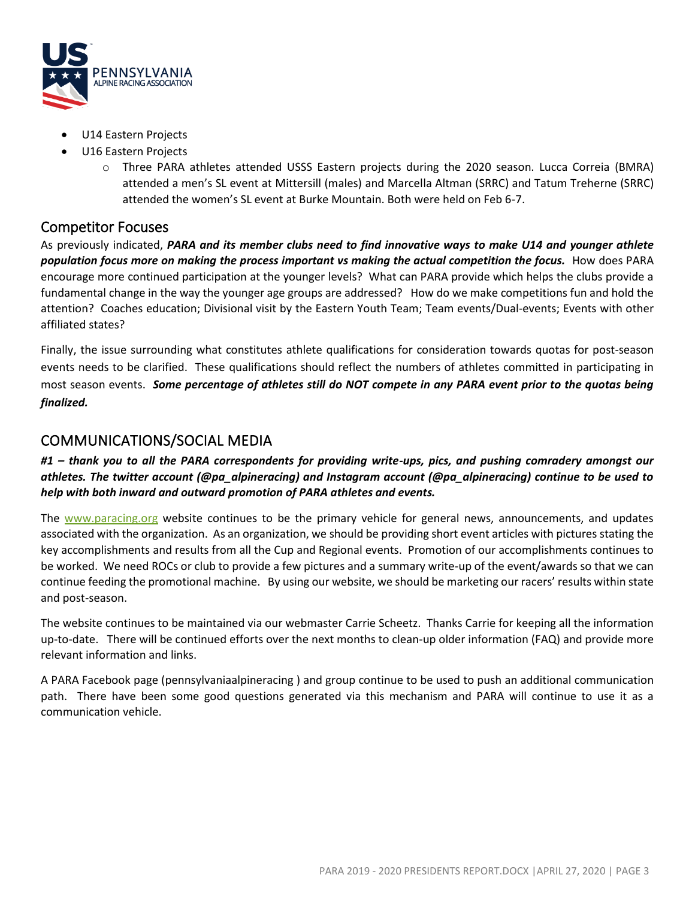- U14 Eastern Projects
- U16 Eastern Projects
    - Three PARA athletes attended USSS Eastern projects during the 2020 season. Lucca Correia (BMRA) attended a men's SL event at Mittersill (males) and Marcella Altman (SRRC) and Tatum Treherne (SRRC) attended the women's SL event at Burke Mountain. Both were held on Feb 6-7.

## Competitor Focuses

As previously indicated, ***PARA and its member clubs need to find innovative ways to make U14 and younger athlete population focus more on making the process important vs making the actual competition the focus.*** How does PARA encourage more continued participation at the younger levels? What can PARA provide which helps the clubs provide a fundamental change in the way the younger age groups are addressed? How do we make competitions fun and hold the attention? Coaches education; Divisional visit by the Eastern Youth Team; Team events/Dual-events; Events with other affiliated states?

Finally, the issue surrounding what constitutes athlete qualifications for consideration towards quotas for post-season events needs to be clarified. These qualifications should reflect the numbers of athletes committed in participating in most season events. ***Some percentage of athletes still do NOT compete in any PARA event prior to the quotas being finalized.***

## COMMUNICATIONS/SOCIAL MEDIA

***#1 – thank you to all the PARA correspondents for providing write-ups, pics, and pushing comradery amongst our athletes. The twitter account (@pa_alpineracing) and Instagram account (@pa_alpineracing) continue to be used to help with both inward and outward promotion of PARA athletes and events.***

The [www.paracing.org](www.paracing.org) website continues to be the primary vehicle for general news, announcements, and updates associated with the organization. As an organization, we should be providing short event articles with pictures stating the key accomplishments and results from all the Cup and Regional events. Promotion of our accomplishments continues to be worked. We need ROCs or club to provide a few pictures and a summary write-up of the event/awards so that we can continue feeding the promotional machine. By using our website, we should be marketing our racers' results within state and post-season.

The website continues to be maintained via our webmaster Carrie Scheetz. Thanks Carrie for keeping all the information up-to-date. There will be continued efforts over the next months to clean-up older information (FAQ) and provide more relevant information and links.

A PARA Facebook page (pennsylvaniaalpineracing ) and group continue to be used to push an additional communication path. There have been some good questions generated via this mechanism and PARA will continue to use it as a communication vehicle.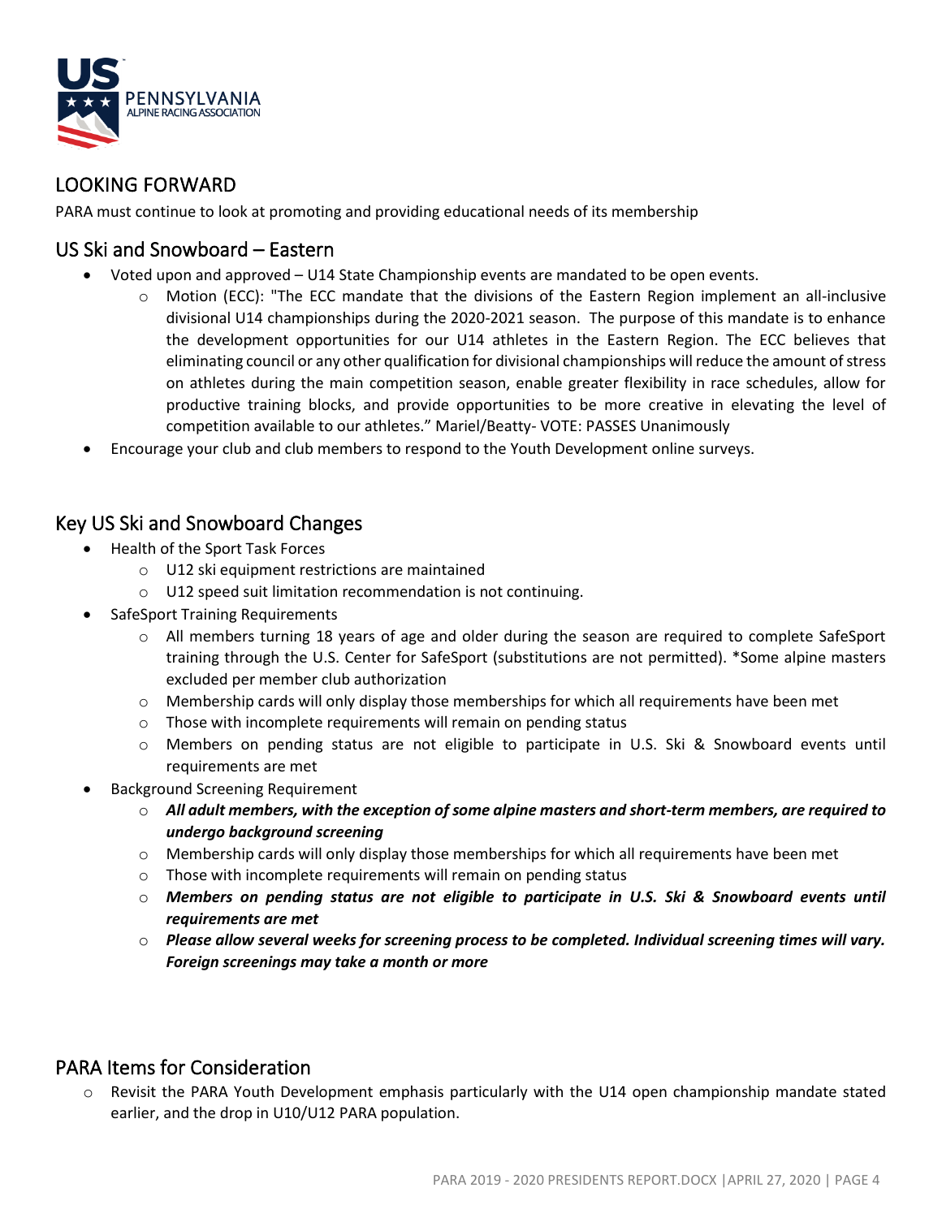## LOOKING FORWARD

PARA must continue to look at promoting and providing educational needs of its membership

## US Ski and Snowboard – Eastern

- Voted upon and approved – U14 State Championship events are mandated to be open events.
  - Motion (ECC): "The ECC mandate that the divisions of the Eastern Region implement an all-inclusive divisional U14 championships during the 2020-2021 season. The purpose of this mandate is to enhance the development opportunities for our U14 athletes in the Eastern Region. The ECC believes that eliminating council or any other qualification for divisional championships will reduce the amount of stress on athletes during the main competition season, enable greater flexibility in race schedules, allow for productive training blocks, and provide opportunities to be more creative in elevating the level of competition available to our athletes." Mariel/Beatty- VOTE: PASSES Unanimously
- Encourage your club and club members to respond to the Youth Development online surveys.

## Key US Ski and Snowboard Changes

- Health of the Sport Task Forces
  - U12 ski equipment restrictions are maintained
  - U12 speed suit limitation recommendation is not continuing.
- SafeSport Training Requirements
  - All members turning 18 years of age and older during the season are required to complete SafeSport training through the U.S. Center for SafeSport (substitutions are not permitted). *Some alpine masters excluded per member club authorization
  - Membership cards will only display those memberships for which all requirements have been met
  - Those with incomplete requirements will remain on pending status
  - Members on pending status are not eligible to participate in U.S. Ski & Snowboard events until requirements are met
- Background Screening Requirement
  - ***All adult members, with the exception of some alpine masters and short-term members, are required to undergo background screening***
  - Membership cards will only display those memberships for which all requirements have been met
  - Those with incomplete requirements will remain on pending status
  - ***Members on pending status are not eligible to participate in U.S. Ski & Snowboard events until requirements are met***
  - ***Please allow several weeks for screening process to be completed. Individual screening times will vary. Foreign screenings may take a month or more***

## PARA Items for Consideration

- Revisit the PARA Youth Development emphasis particularly with the U14 open championship mandate stated earlier, and the drop in U10/U12 PARA population.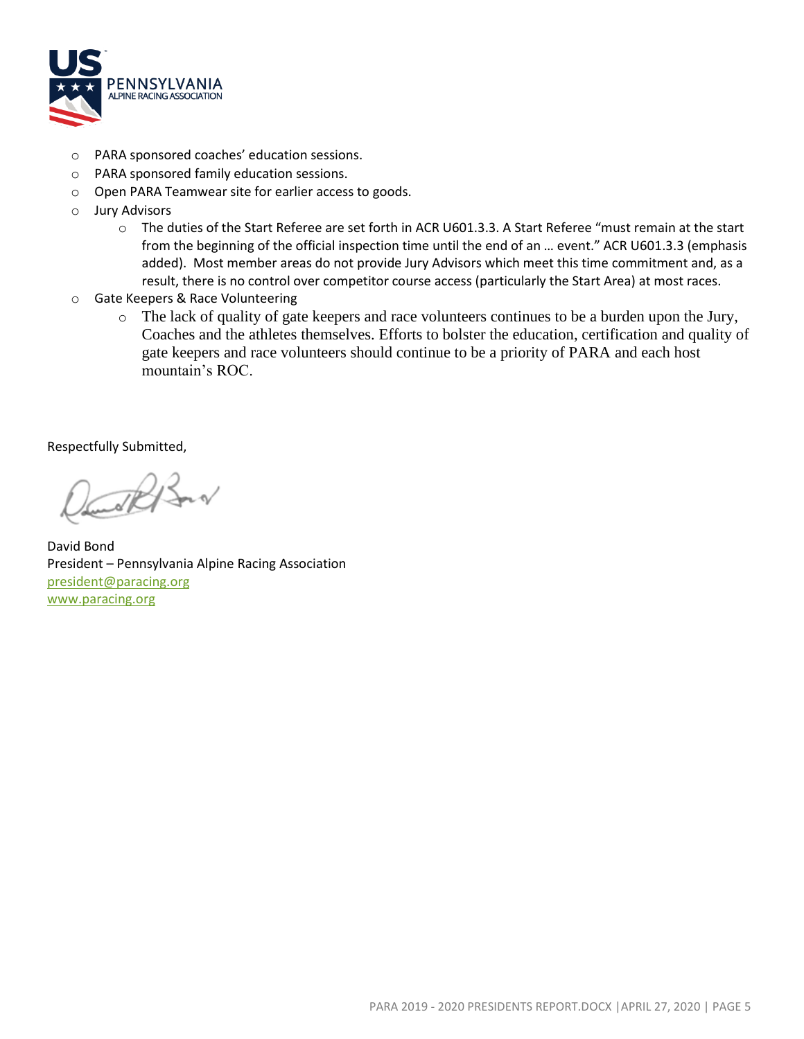- PARA sponsored coaches' education sessions.
- PARA sponsored family education sessions.
- Open PARA Teamwear site for earlier access to goods.
- Jury Advisors
  - The duties of the Start Referee are set forth in ACR U601.3.3. A Start Referee "must remain at the start from the beginning of the official inspection time until the end of an … event." ACR U601.3.3 (emphasis added). Most member areas do not provide Jury Advisors which meet this time commitment and, as a result, there is no control over competitor course access (particularly the Start Area) at most races.
- Gate Keepers & Race Volunteering
  - The lack of quality of gate keepers and race volunteers continues to be a burden upon the Jury, Coaches and the athletes themselves. Efforts to bolster the education, certification and quality of gate keepers and race volunteers should continue to be a priority of PARA and each host mountain's ROC.

Respectfully Submitted,

David Bond
President – Pennsylvania Alpine Racing Association
president@paracing.org
www.paracing.org